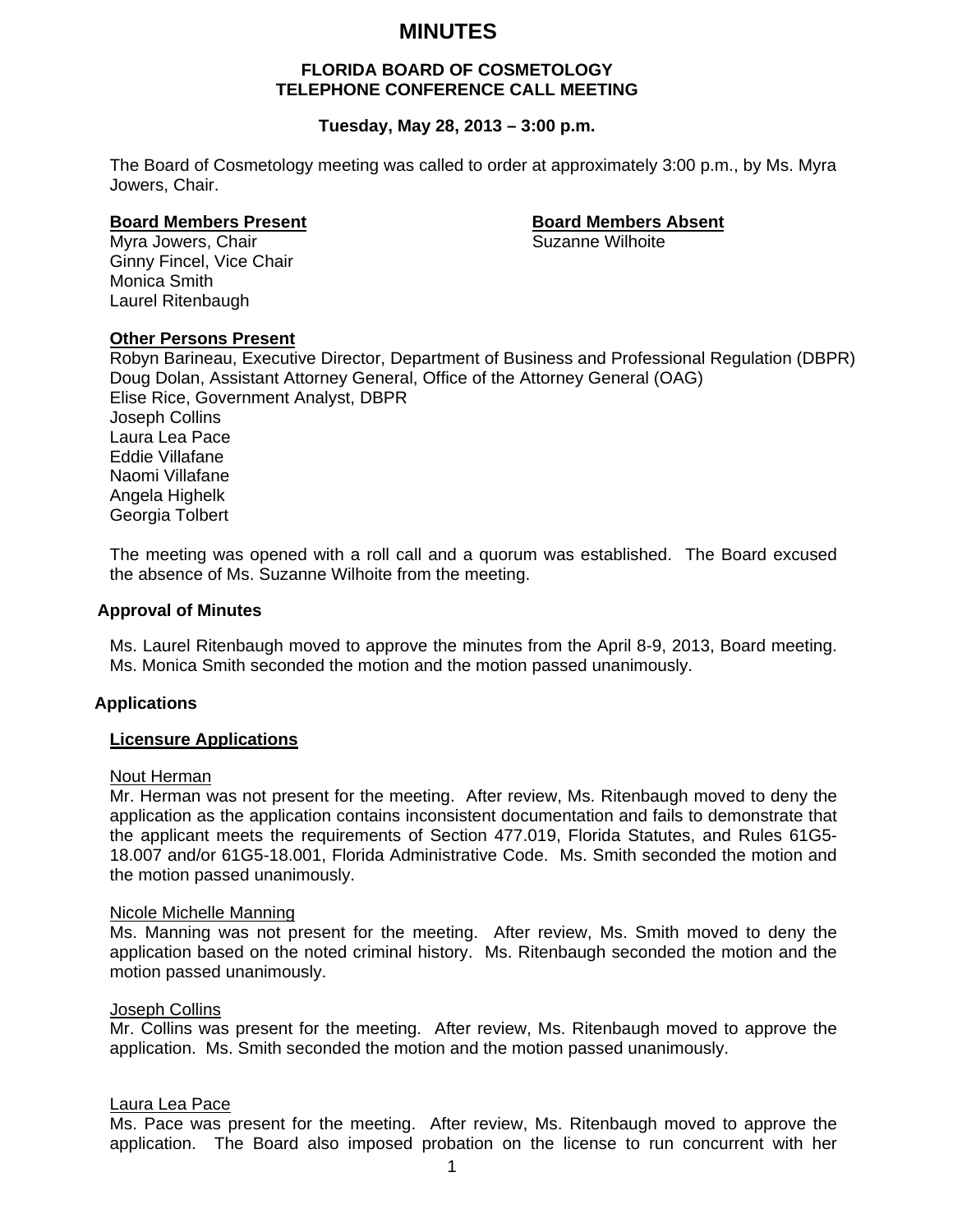# MINUTES

**FLORIDA BOARD OF COSMETOLOGY**
**TELEPHONE CONFERENCE CALL MEETING**

**Tuesday, May 28, 2013 – 3:00 p.m.**

The Board of Cosmetology meeting was called to order at approximately 3:00 p.m., by Ms. Myra Jowers, Chair.

**Board Members Present**
Myra Jowers, Chair
Ginny Fincel, Vice Chair
Monica Smith
Laurel Ritenbaugh

**Board Members Absent**
Suzanne Wilhoite

**Other Persons Present**
Robyn Barineau, Executive Director, Department of Business and Professional Regulation (DBPR)
Doug Dolan, Assistant Attorney General, Office of the Attorney General (OAG)
Elise Rice, Government Analyst, DBPR
Joseph Collins
Laura Lea Pace
Eddie Villafane
Naomi Villafane
Angela Highelk
Georgia Tolbert

The meeting was opened with a roll call and a quorum was established. The Board excused the absence of Ms. Suzanne Wilhoite from the meeting.

## Approval of Minutes

Ms. Laurel Ritenbaugh moved to approve the minutes from the April 8-9, 2013, Board meeting. Ms. Monica Smith seconded the motion and the motion passed unanimously.

## Applications

### Licensure Applications

Nout Herman
Mr. Herman was not present for the meeting. After review, Ms. Ritenbaugh moved to deny the application as the application contains inconsistent documentation and fails to demonstrate that the applicant meets the requirements of Section 477.019, Florida Statutes, and Rules 61G5-18.007 and/or 61G5-18.001, Florida Administrative Code. Ms. Smith seconded the motion and the motion passed unanimously.

Nicole Michelle Manning
Ms. Manning was not present for the meeting. After review, Ms. Smith moved to deny the application based on the noted criminal history. Ms. Ritenbaugh seconded the motion and the motion passed unanimously.

Joseph Collins
Mr. Collins was present for the meeting. After review, Ms. Ritenbaugh moved to approve the application. Ms. Smith seconded the motion and the motion passed unanimously.

Laura Lea Pace
Ms. Pace was present for the meeting. After review, Ms. Ritenbaugh moved to approve the application. The Board also imposed probation on the license to run concurrent with her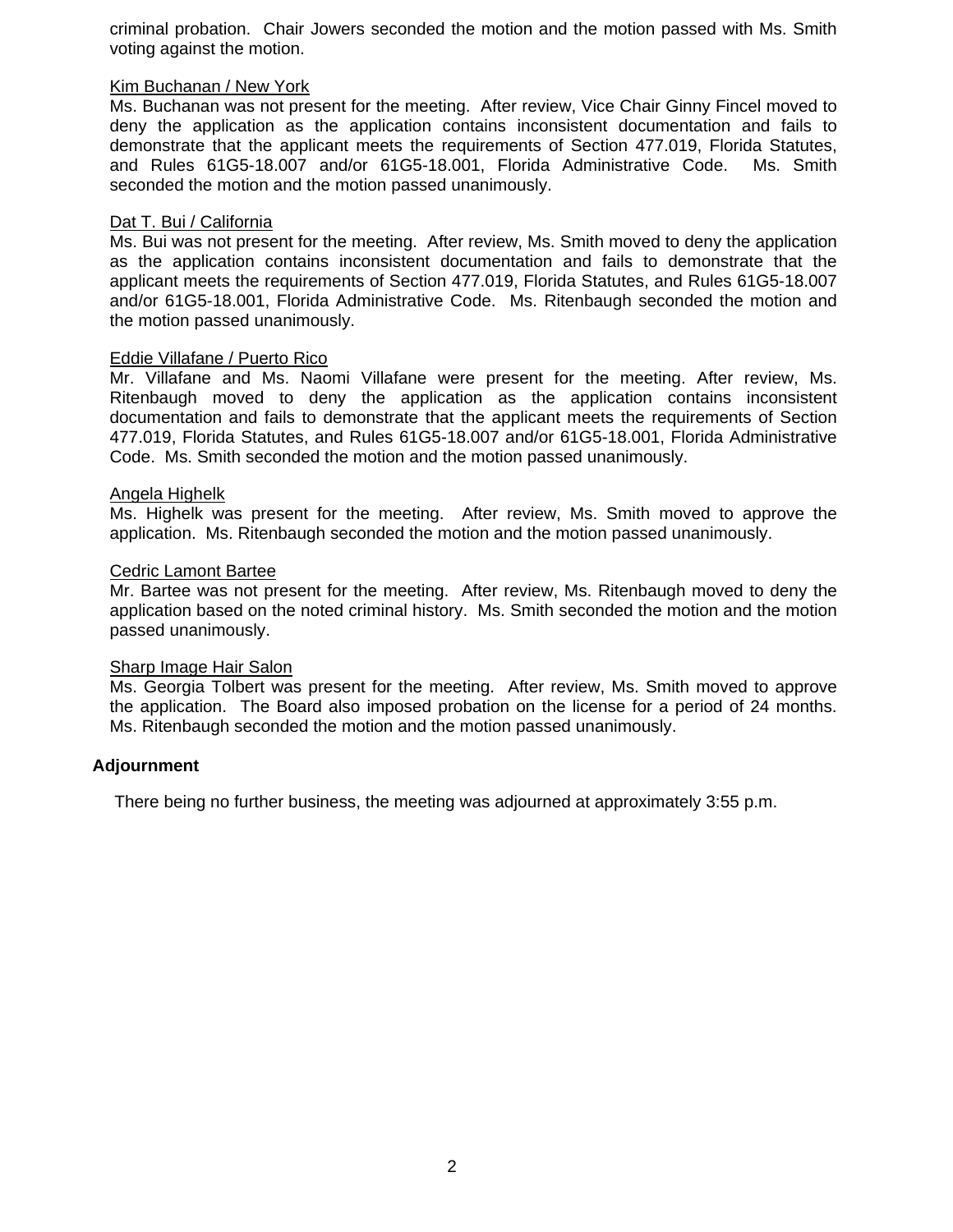criminal probation. Chair Jowers seconded the motion and the motion passed with Ms. Smith voting against the motion.

Kim Buchanan / New York
Ms. Buchanan was not present for the meeting. After review, Vice Chair Ginny Fincel moved to deny the application as the application contains inconsistent documentation and fails to demonstrate that the applicant meets the requirements of Section 477.019, Florida Statutes, and Rules 61G5-18.007 and/or 61G5-18.001, Florida Administrative Code. Ms. Smith seconded the motion and the motion passed unanimously.

Dat T. Bui / California
Ms. Bui was not present for the meeting. After review, Ms. Smith moved to deny the application as the application contains inconsistent documentation and fails to demonstrate that the applicant meets the requirements of Section 477.019, Florida Statutes, and Rules 61G5-18.007 and/or 61G5-18.001, Florida Administrative Code. Ms. Ritenbaugh seconded the motion and the motion passed unanimously.

Eddie Villafane / Puerto Rico
Mr. Villafane and Ms. Naomi Villafane were present for the meeting. After review, Ms. Ritenbaugh moved to deny the application as the application contains inconsistent documentation and fails to demonstrate that the applicant meets the requirements of Section 477.019, Florida Statutes, and Rules 61G5-18.007 and/or 61G5-18.001, Florida Administrative Code. Ms. Smith seconded the motion and the motion passed unanimously.

Angela Highelk
Ms. Highelk was present for the meeting. After review, Ms. Smith moved to approve the application. Ms. Ritenbaugh seconded the motion and the motion passed unanimously.

Cedric Lamont Bartee
Mr. Bartee was not present for the meeting. After review, Ms. Ritenbaugh moved to deny the application based on the noted criminal history. Ms. Smith seconded the motion and the motion passed unanimously.

Sharp Image Hair Salon
Ms. Georgia Tolbert was present for the meeting. After review, Ms. Smith moved to approve the application. The Board also imposed probation on the license for a period of 24 months. Ms. Ritenbaugh seconded the motion and the motion passed unanimously.

**Adjournment**

There being no further business, the meeting was adjourned at approximately 3:55 p.m.